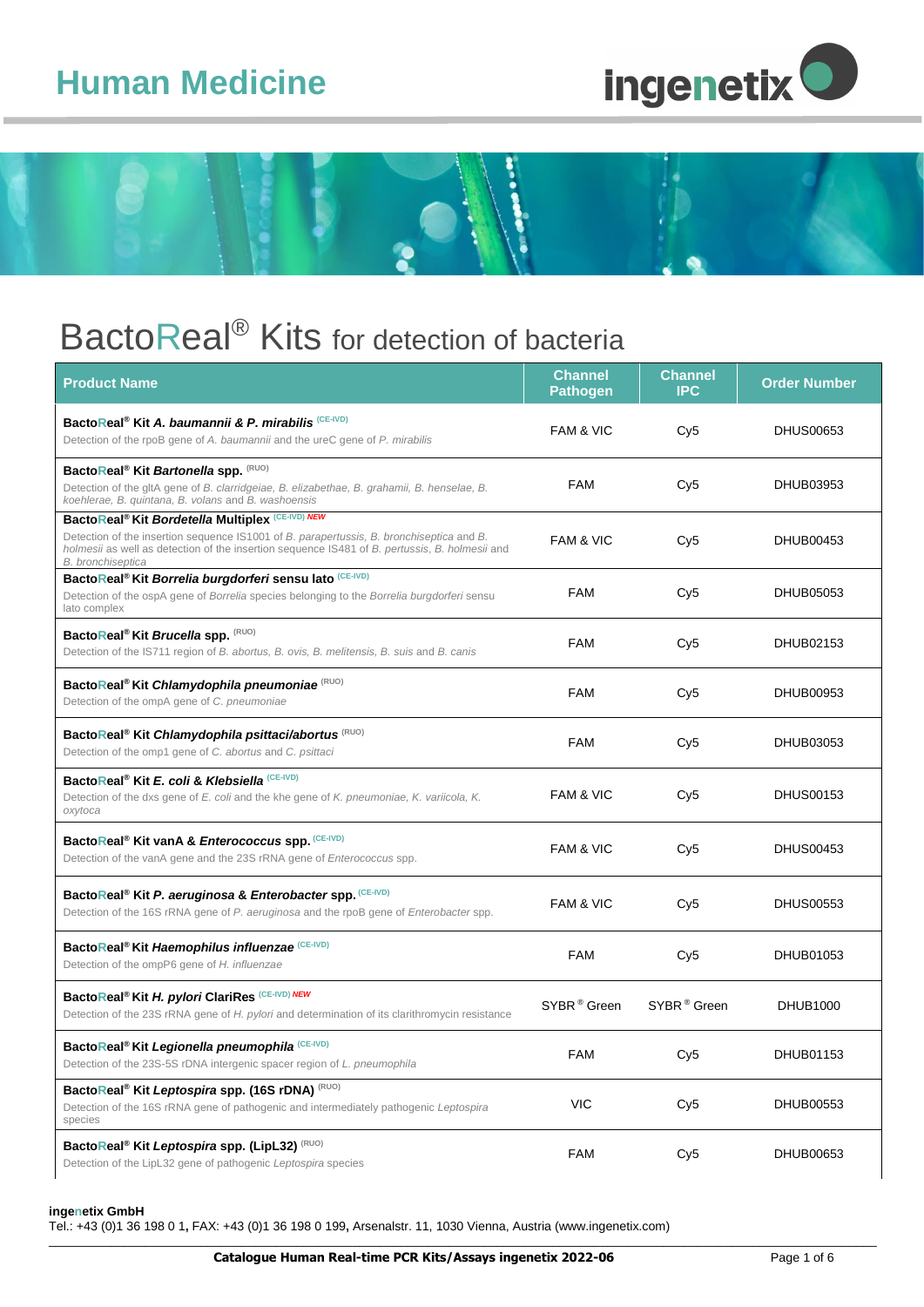# Human Medicine

ingenetix

# BactoReal® Kits for detection of bacteria

| Product Name | Channel Pathogen | Channel IPC | Order Number |
|---|---|---|---|
| **BactoReal® Kit *A. baumannii & P. mirabilis*** (CE-IVD)<br>Detection of the rpoB gene of *A. baumannii* and the ureC gene of *P. mirabilis* | FAM & VIC | Cy5 | DHUS00653 |
| **BactoReal® Kit *Bartonella* spp.** (RUO)<br>Detection of the gltA gene of *B. clarridgeiae, B. elizabethae, B. grahamii, B. henselae, B. koehlerae, B. quintana, B. volans* and *B. washoensis* | FAM | Cy5 | DHUB03953 |
| **BactoReal® Kit *Bordetella* Multiplex** (CE-IVD) *NEW*<br>Detection of the insertion sequence IS1001 of *B. parapertussis, B. bronchiseptica* and *B. holmesii* as well as detection of the insertion sequence IS481 of *B. pertussis, B. holmesii* and *B. bronchiseptica* | FAM & VIC | Cy5 | DHUB00453 |
| **BactoReal® Kit *Borrelia burgdorferi* sensu lato** (CE-IVD)<br>Detection of the ospA gene of *Borrelia* species belonging to the *Borrelia burgdorferi* sensu lato complex | FAM | Cy5 | DHUB05053 |
| **BactoReal® Kit *Brucella* spp.** (RUO)<br>Detection of the IS711 region of *B. abortus, B. ovis, B. melitensis, B. suis* and *B. canis* | FAM | Cy5 | DHUB02153 |
| **BactoReal® Kit *Chlamydophila pneumoniae*** (RUO)<br>Detection of the ompA gene of *C. pneumoniae* | FAM | Cy5 | DHUB00953 |
| **BactoReal® Kit *Chlamydophila psittaci/abortus*** (RUO)<br>Detection of the omp1 gene of *C. abortus* and *C. psittaci* | FAM | Cy5 | DHUB03053 |
| **BactoReal® Kit *E. coli & Klebsiella*** (CE-IVD)<br>Detection of the dxs gene of *E. coli* and the khe gene of *K. pneumoniae, K. variicola, K. oxytoca* | FAM & VIC | Cy5 | DHUS00153 |
| **BactoReal® Kit vanA & *Enterococcus* spp.** (CE-IVD)<br>Detection of the vanA gene and the 23S rRNA gene of *Enterococcus* spp. | FAM & VIC | Cy5 | DHUS00453 |
| **BactoReal® Kit *P. aeruginosa & Enterobacter* spp.** (CE-IVD)<br>Detection of the 16S rRNA gene of *P. aeruginosa* and the rpoB gene of *Enterobacter* spp. | FAM & VIC | Cy5 | DHUS00553 |
| **BactoReal® Kit *Haemophilus influenzae*** (CE-IVD)<br>Detection of the ompP6 gene of *H. influenzae* | FAM | Cy5 | DHUB01053 |
| **BactoReal® Kit *H. pylori* ClariRes** (CE-IVD) *NEW*<br>Detection of the 23S rRNA gene of *H. pylori* and determination of its clarithromycin resistance | SYBR® Green | SYBR® Green | DHUB1000 |
| **BactoReal® Kit *Legionella pneumophila*** (CE-IVD)<br>Detection of the 23S-5S rDNA intergenic spacer region of *L. pneumophila* | FAM | Cy5 | DHUB01153 |
| **BactoReal® Kit *Leptospira* spp. (16S rDNA)** (RUO)<br>Detection of the 16S rRNA gene of pathogenic and intermediately pathogenic *Leptospira* species | VIC | Cy5 | DHUB00553 |
| **BactoReal® Kit *Leptospira* spp. (LipL32)** (RUO)<br>Detection of the LipL32 gene of pathogenic *Leptospira* species | FAM | Cy5 | DHUB00653 |

**ingenetix GmbH**
Tel.: +43 (0)1 36 198 0 1, FAX: +43 (0)1 36 198 0 199, Arsenalstr. 11, 1030 Vienna, Austria (www.ingenetix.com)

**Catalogue Human Real-time PCR Kits/Assays ingenetix 2022-06**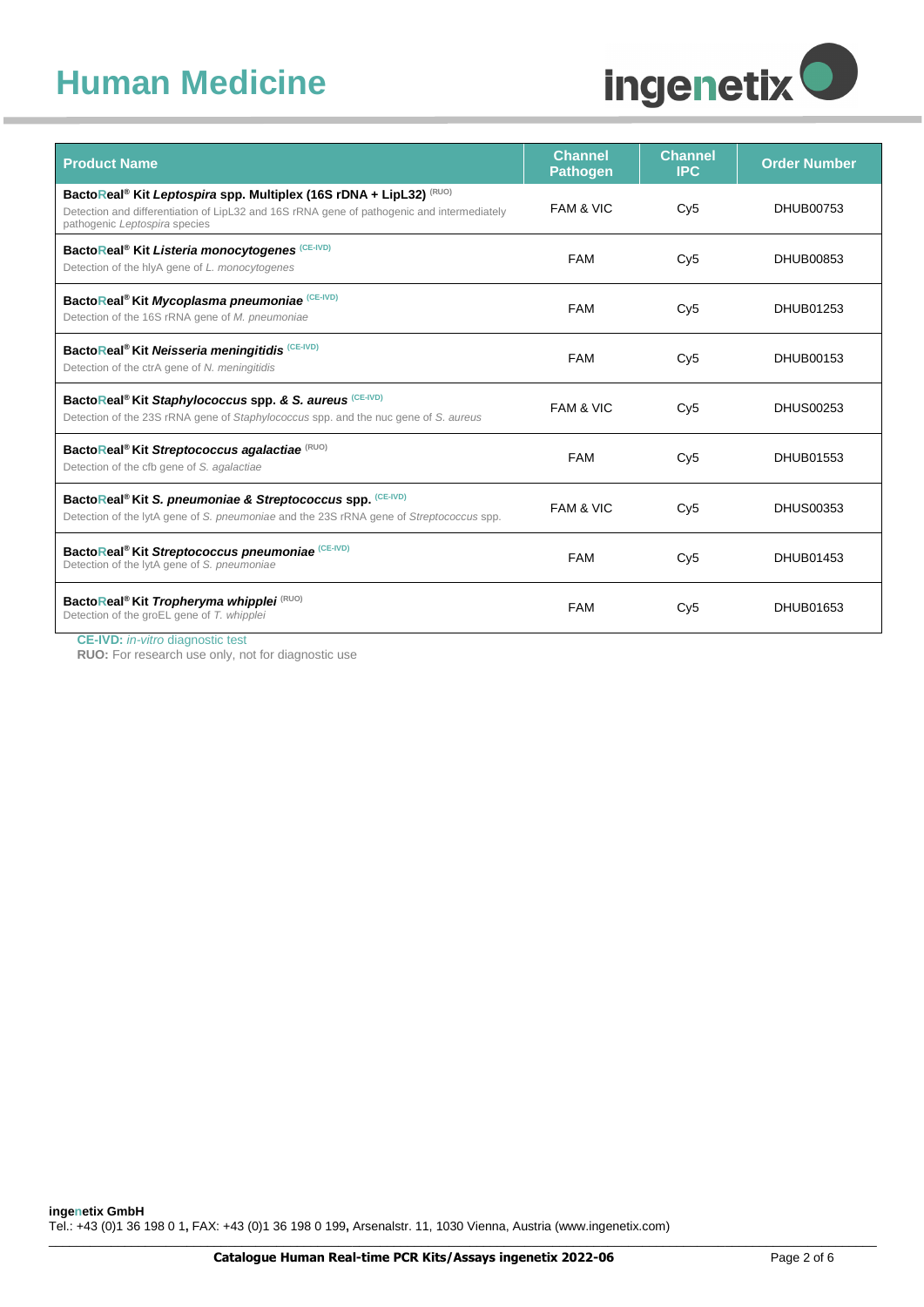# Human Medicine

| Product Name | Channel Pathogen | Channel IPC | Order Number |
|---|---|---|---|
| **BactoReal® Kit *Leptospira* spp. Multiplex (16S rDNA + LipL32)** (RUO)<br>Detection and differentiation of LipL32 and 16S rRNA gene of pathogenic and intermediately pathogenic *Leptospira* species | FAM & VIC | Cy5 | DHUB00753 |
| **BactoReal® Kit *Listeria monocytogenes*** (CE-IVD)<br>Detection of the hlyA gene of *L. monocytogenes* | FAM | Cy5 | DHUB00853 |
| **BactoReal® Kit *Mycoplasma pneumoniae*** (CE-IVD)<br>Detection of the 16S rRNA gene of *M. pneumoniae* | FAM | Cy5 | DHUB01253 |
| **BactoReal® Kit *Neisseria meningitidis*** (CE-IVD)<br>Detection of the ctrA gene of *N. meningitidis* | FAM | Cy5 | DHUB00153 |
| **BactoReal® Kit *Staphylococcus* spp. & *S. aureus*** (CE-IVD)<br>Detection of the 23S rRNA gene of *Staphylococcus* spp. and the nuc gene of *S. aureus* | FAM & VIC | Cy5 | DHUS00253 |
| **BactoReal® Kit *Streptococcus agalactiae*** (RUO)<br>Detection of the cfb gene of *S. agalactiae* | FAM | Cy5 | DHUB01553 |
| **BactoReal® Kit *S. pneumoniae & Streptococcus* spp.** (CE-IVD)<br>Detection of the lytA gene of *S. pneumoniae* and the 23S rRNA gene of *Streptococcus* spp. | FAM & VIC | Cy5 | DHUS00353 |
| **BactoReal® Kit *Streptococcus pneumoniae*** (CE-IVD)<br>Detection of the lytA gene of *S. pneumoniae* | FAM | Cy5 | DHUB01453 |
| **BactoReal® Kit *Tropheryma whipplei*** (RUO)<br>Detection of the groEL gene of *T. whipplei* | FAM | Cy5 | DHUB01653 |

**CE-IVD:** *in-vitro* diagnostic test
**RUO:** For research use only, not for diagnostic use

**ingenetix GmbH**
Tel.: +43 (0)1 36 198 0 1, FAX: +43 (0)1 36 198 0 199, Arsenalstr. 11, 1030 Vienna, Austria (www.ingenetix.com)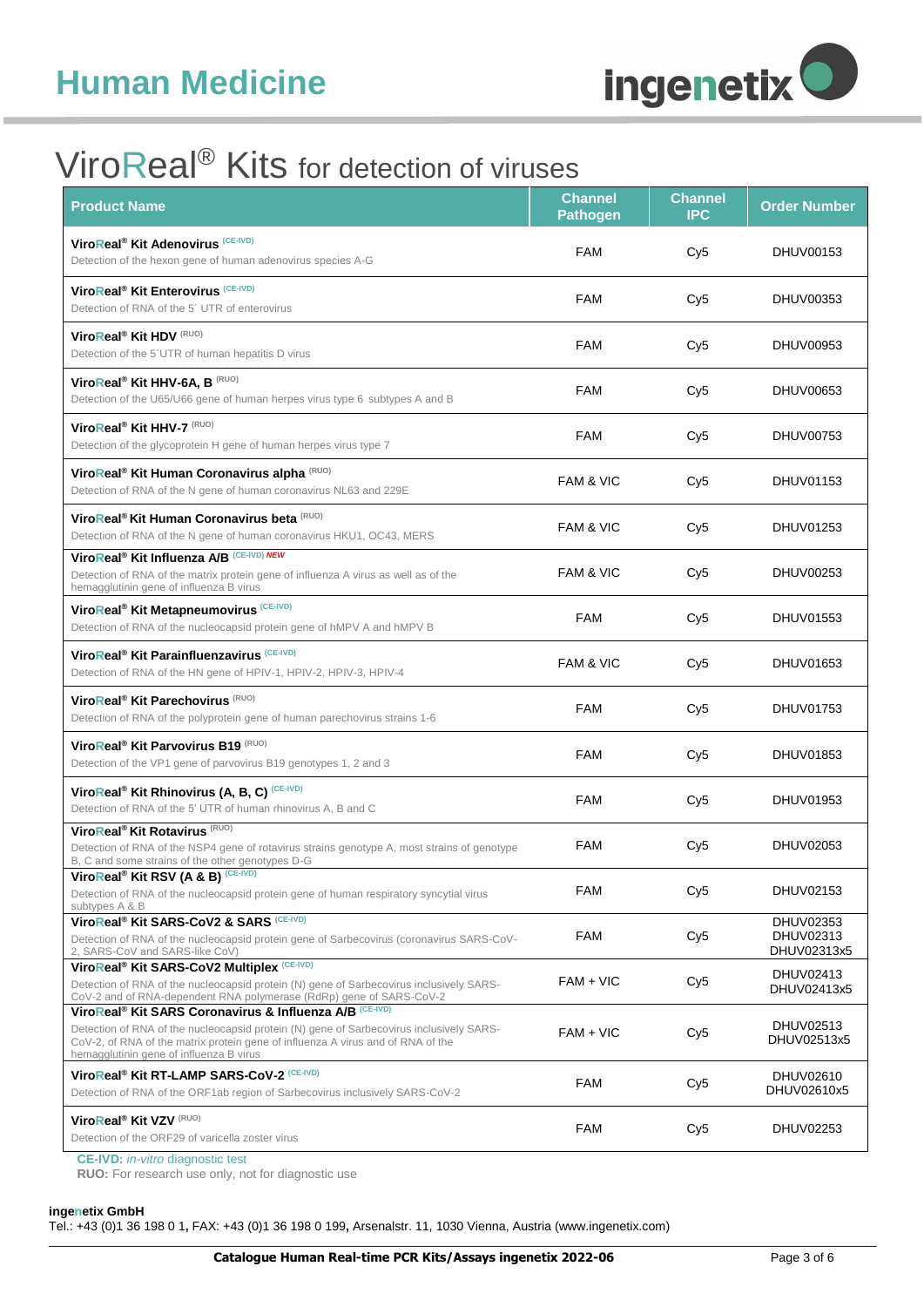# Human Medicine

# ViroReal® Kits for detection of viruses

| Product Name | Channel Pathogen | Channel IPC | Order Number |
|---|---|---|---|
| **ViroReal® Kit Adenovirus** (CE-IVD)<br>Detection of the hexon gene of human adenovirus species A-G | FAM | Cy5 | DHUV00153 |
| **ViroReal® Kit Enterovirus** (CE-IVD)<br>Detection of RNA of the 5´ UTR of enterovirus | FAM | Cy5 | DHUV00353 |
| **ViroReal® Kit HDV** (RUO)<br>Detection of the 5´UTR of human hepatitis D virus | FAM | Cy5 | DHUV00953 |
| **ViroReal® Kit HHV-6A, B** (RUO)<br>Detection of the U65/U66 gene of human herpes virus type 6 subtypes A and B | FAM | Cy5 | DHUV00653 |
| **ViroReal® Kit HHV-7** (RUO)<br>Detection of the glycoprotein H gene of human herpes virus type 7 | FAM | Cy5 | DHUV00753 |
| **ViroReal® Kit Human Coronavirus alpha** (RUO)<br>Detection of RNA of the N gene of human coronavirus NL63 and 229E | FAM & VIC | Cy5 | DHUV01153 |
| **ViroReal® Kit Human Coronavirus beta** (RUO)<br>Detection of RNA of the N gene of human coronavirus HKU1, OC43, MERS | FAM & VIC | Cy5 | DHUV01253 |
| **ViroReal® Kit Influenza A/B** (CE-IVD) *NEW*<br>Detection of RNA of the matrix protein gene of influenza A virus as well as of the hemagglutinin gene of influenza B virus | FAM & VIC | Cy5 | DHUV00253 |
| **ViroReal® Kit Metapneumovirus** (CE-IVD)<br>Detection of RNA of the nucleocapsid protein gene of hMPV A and hMPV B | FAM | Cy5 | DHUV01553 |
| **ViroReal® Kit Parainfluenzavirus** (CE-IVD)<br>Detection of RNA of the HN gene of HPIV-1, HPIV-2, HPIV-3, HPIV-4 | FAM & VIC | Cy5 | DHUV01653 |
| **ViroReal® Kit Parechovirus** (RUO)<br>Detection of RNA of the polyprotein gene of human parechovirus strains 1-6 | FAM | Cy5 | DHUV01753 |
| **ViroReal® Kit Parvovirus B19** (RUO)<br>Detection of the VP1 gene of parvovirus B19 genotypes 1, 2 and 3 | FAM | Cy5 | DHUV01853 |
| **ViroReal® Kit Rhinovirus (A, B, C)** (CE-IVD)<br>Detection of RNA of the 5' UTR of human rhinovirus A, B and C | FAM | Cy5 | DHUV01953 |
| **ViroReal® Kit Rotavirus** (RUO)<br>Detection of RNA of the NSP4 gene of rotavirus strains genotype A, most strains of genotype B, C and some strains of the other genotypes D-G | FAM | Cy5 | DHUV02053 |
| **ViroReal® Kit RSV (A & B)** (CE-IVD)<br>Detection of RNA of the nucleocapsid protein gene of human respiratory syncytial virus subtypes A & B | FAM | Cy5 | DHUV02153 |
| **ViroReal® Kit SARS-CoV2 & SARS** (CE-IVD)<br>Detection of RNA of the nucleocapsid protein gene of Sarbecovirus (coronavirus SARS-CoV-2, SARS-CoV and SARS-like CoV) | FAM | Cy5 | DHUV02353<br>DHUV02313<br>DHUV02313x5 |
| **ViroReal® Kit SARS-CoV2 Multiplex** (CE-IVD)<br>Detection of RNA of the nucleocapsid protein (N) gene of Sarbecovirus inclusively SARS-CoV-2 and of RNA-dependent RNA polymerase (RdRp) gene of SARS-CoV-2 | FAM + VIC | Cy5 | DHUV02413<br>DHUV02413x5 |
| **ViroReal® Kit SARS Coronavirus & Influenza A/B** (CE-IVD)<br>Detection of RNA of the nucleocapsid protein (N) gene of Sarbecovirus inclusively SARS-CoV-2, of RNA of the matrix protein gene of influenza A virus and of RNA of the hemagglutinin gene of influenza B virus | FAM + VIC | Cy5 | DHUV02513<br>DHUV02513x5 |
| **ViroReal® Kit RT-LAMP SARS-CoV-2** (CE-IVD)<br>Detection of RNA of the ORF1ab region of Sarbecovirus inclusively SARS-CoV-2 | FAM | Cy5 | DHUV02610<br>DHUV02610x5 |
| **ViroReal® Kit VZV** (RUO)<br>Detection of the ORF29 of varicella zoster virus | FAM | Cy5 | DHUV02253 |

**CE-IVD:** *in-vitro* diagnostic test
**RUO:** For research use only, not for diagnostic use

**ingenetix GmbH**
Tel.: +43 (0)1 36 198 0 1, FAX: +43 (0)1 36 198 0 199, Arsenalstr. 11, 1030 Vienna, Austria (www.ingenetix.com)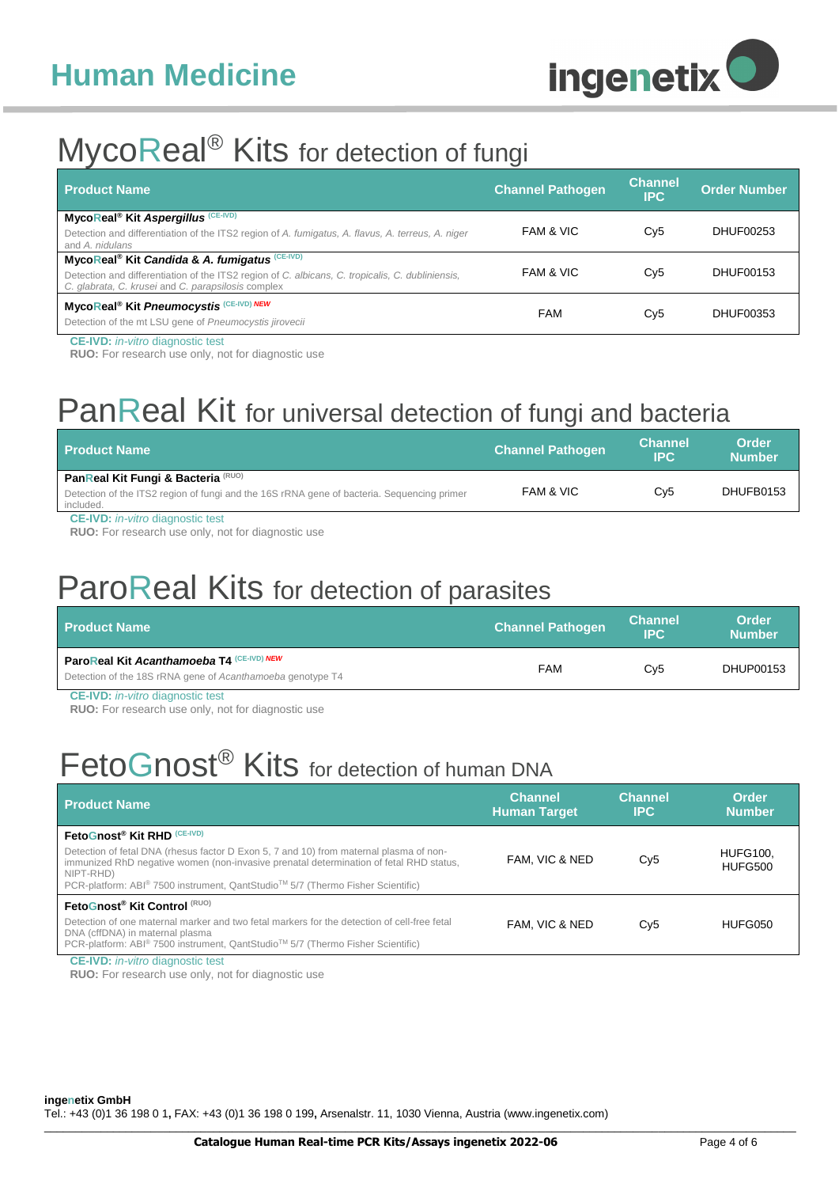# Human Medicine

## MycoReal® Kits for detection of fungi

| Product Name | Channel Pathogen | Channel IPC | Order Number |
|---|---|---|---|
| **MycoReal® Kit *Aspergillus*** (CE-IVD)<br>Detection and differentiation of the ITS2 region of *A. fumigatus, A. flavus, A. terreus, A. niger* and *A. nidulans* | FAM & VIC | Cy5 | DHUF00253 |
| **MycoReal® Kit *Candida & A. fumigatus*** (CE-IVD)<br>Detection and differentiation of the ITS2 region of *C. albicans, C. tropicalis, C. dubliniensis, C. glabrata, C. krusei* and *C. parapsilosis* complex | FAM & VIC | Cy5 | DHUF00153 |
| **MycoReal® Kit *Pneumocystis*** (CE-IVD) *NEW*<br>Detection of the mt LSU gene of *Pneumocystis jirovecii* | FAM | Cy5 | DHUF00353 |

**CE-IVD:** *in-vitro* diagnostic test
**RUO:** For research use only, not for diagnostic use

## PanReal Kit for universal detection of fungi and bacteria

| Product Name | Channel Pathogen | Channel IPC | Order Number |
|---|---|---|---|
| **PanReal Kit Fungi & Bacteria** (RUO)<br>Detection of the ITS2 region of fungi and the 16S rRNA gene of bacteria. Sequencing primer included. | FAM & VIC | Cy5 | DHUFB0153 |

**CE-IVD:** *in-vitro* diagnostic test
**RUO:** For research use only, not for diagnostic use

## ParoReal Kits for detection of parasites

| Product Name | Channel Pathogen | Channel IPC | Order Number |
|---|---|---|---|
| **ParoReal Kit *Acanthamoeba* T4** (CE-IVD) *NEW*<br>Detection of the 18S rRNA gene of *Acanthamoeba* genotype T4 | FAM | Cy5 | DHUP00153 |

**CE-IVD:** *in-vitro* diagnostic test
**RUO:** For research use only, not for diagnostic use

## FetoGnost® Kits for detection of human DNA

| Product Name | Channel Human Target | Channel IPC | Order Number |
|---|---|---|---|
| **FetoGnost® Kit RHD** (CE-IVD)<br>Detection of fetal DNA (rhesus factor D Exon 5, 7 and 10) from maternal plasma of non-immunized RhD negative women (non-invasive prenatal determination of fetal RHD status, NIPT-RHD)<br>PCR-platform: ABI® 7500 instrument, QantStudio™ 5/7 (Thermo Fisher Scientific) | FAM, VIC & NED | Cy5 | HUFG100, HUFG500 |
| **FetoGnost® Kit Control** (RUO)<br>Detection of one maternal marker and two fetal markers for the detection of cell-free fetal DNA (cffDNA) in maternal plasma<br>PCR-platform: ABI® 7500 instrument, QantStudio™ 5/7 (Thermo Fisher Scientific) | FAM, VIC & NED | Cy5 | HUFG050 |

**CE-IVD:** *in-vitro* diagnostic test
**RUO:** For research use only, not for diagnostic use

**ingenetix GmbH**
Tel.: +43 (0)1 36 198 0 1, FAX: +43 (0)1 36 198 0 199, Arsenalstr. 11, 1030 Vienna, Austria (www.ingenetix.com)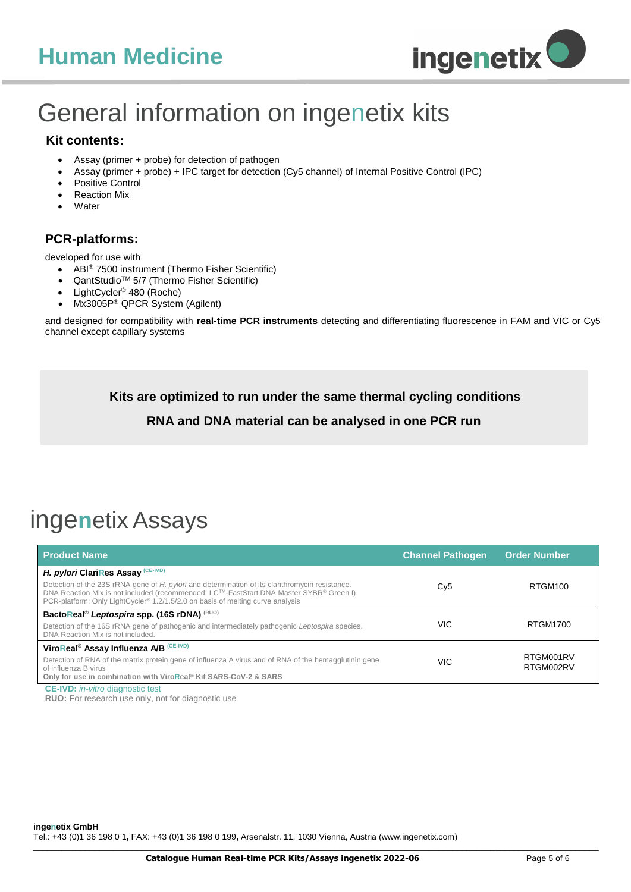# General information on ingenetix kits

### Kit contents:

- Assay (primer + probe) for detection of pathogen
- Assay (primer + probe) + IPC target for detection (Cy5 channel) of Internal Positive Control (IPC)
- Positive Control
- Reaction Mix
- Water

### PCR-platforms:

developed for use with

- ABI® 7500 instrument (Thermo Fisher Scientific)
- QantStudio™ 5/7 (Thermo Fisher Scientific)
- LightCycler® 480 (Roche)
- Mx3005P® QPCR System (Agilent)

and designed for compatibility with **real-time PCR instruments** detecting and differentiating fluorescence in FAM and VIC or Cy5 channel except capillary systems

**Kits are optimized to run under the same thermal cycling conditions**

**RNA and DNA material can be analysed in one PCR run**

# ingenetix Assays

| Product Name | Channel Pathogen | Order Number |
|---|---|---|
| ***H. pylori* ClariRes Assay** (CE-IVD)<br>Detection of the 23S rRNA gene of *H. pylori* and determination of its clarithromycin resistance. DNA Reaction Mix is not included (recommended: LC™-FastStart DNA Master SYBR® Green I) PCR-platform: Only LightCycler® 1.2/1.5/2.0 on basis of melting curve analysis | Cy5 | RTGM100 |
| **BactoReal® *Leptospira* spp. (16S rDNA)** (RUO)<br>Detection of the 16S rRNA gene of pathogenic and intermediately pathogenic *Leptospira* species. DNA Reaction Mix is not included. | VIC | RTGM1700 |
| **ViroReal® Assay Influenza A/B** (CE-IVD)<br>Detection of RNA of the matrix protein gene of influenza A virus and of RNA of the hemagglutinin gene of influenza B virus<br>**Only for use in combination with ViroReal® Kit SARS-CoV-2 & SARS** | VIC | RTGM001RV<br>RTGM002RV |

**CE-IVD:** *in-vitro* diagnostic test
**RUO:** For research use only, not for diagnostic use

**ingenetix GmbH**
Tel.: +43 (0)1 36 198 0 1, FAX: +43 (0)1 36 198 0 199, Arsenalstr. 11, 1030 Vienna, Austria (www.ingenetix.com)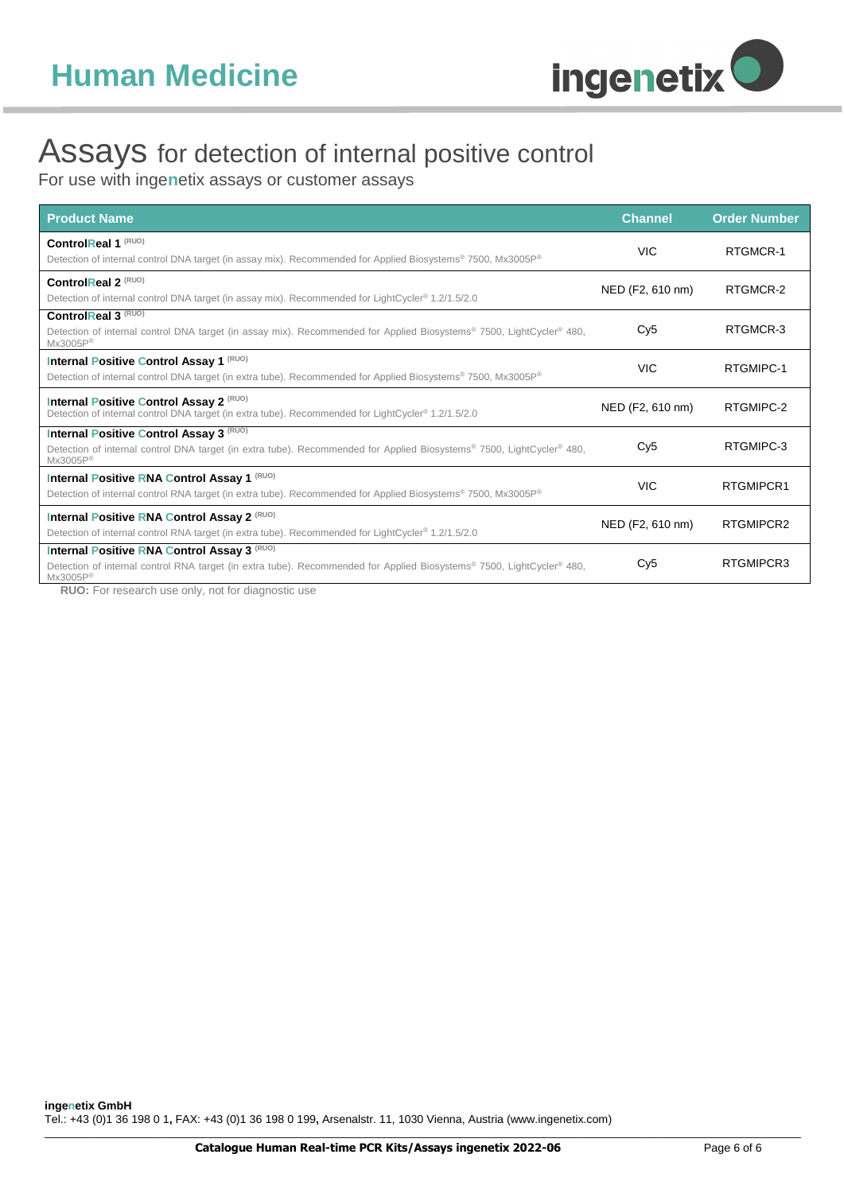# Human Medicine

## Assays for detection of internal positive control

For use with ingenetix assays or customer assays

| Product Name | Channel | Order Number |
|---|---|---|
| **ControlReal 1** (RUO)<br>Detection of internal control DNA target (in assay mix). Recommended for Applied Biosystems® 7500, Mx3005P® | VIC | RTGMCR-1 |
| **ControlReal 2** (RUO)<br>Detection of internal control DNA target (in assay mix). Recommended for LightCycler® 1.2/1.5/2.0 | NED (F2, 610 nm) | RTGMCR-2 |
| **ControlReal 3** (RUO)<br>Detection of internal control DNA target (in assay mix). Recommended for Applied Biosystems® 7500, LightCycler® 480, Mx3005P® | Cy5 | RTGMCR-3 |
| **Internal Positive Control Assay 1** (RUO)<br>Detection of internal control DNA target (in extra tube). Recommended for Applied Biosystems® 7500, Mx3005P® | VIC | RTGMIPC-1 |
| **Internal Positive Control Assay 2** (RUO)<br>Detection of internal control DNA target (in extra tube). Recommended for LightCycler® 1.2/1.5/2.0 | NED (F2, 610 nm) | RTGMIPC-2 |
| **Internal Positive Control Assay 3** (RUO)<br>Detection of internal control DNA target (in extra tube). Recommended for Applied Biosystems® 7500, LightCycler® 480, Mx3005P® | Cy5 | RTGMIPC-3 |
| **Internal Positive RNA Control Assay 1** (RUO)<br>Detection of internal control RNA target (in extra tube). Recommended for Applied Biosystems® 7500, Mx3005P® | VIC | RTGMIPCR1 |
| **Internal Positive RNA Control Assay 2** (RUO)<br>Detection of internal control RNA target (in extra tube). Recommended for LightCycler® 1.2/1.5/2.0 | NED (F2, 610 nm) | RTGMIPCR2 |
| **Internal Positive RNA Control Assay 3** (RUO)<br>Detection of internal control RNA target (in extra tube). Recommended for Applied Biosystems® 7500, LightCycler® 480, Mx3005P® | Cy5 | RTGMIPCR3 |

**RUO:** For research use only, not for diagnostic use

**ingenetix GmbH**
Tel.: +43 (0)1 36 198 0 1, FAX: +43 (0)1 36 198 0 199, Arsenalstr. 11, 1030 Vienna, Austria (www.ingenetix.com)